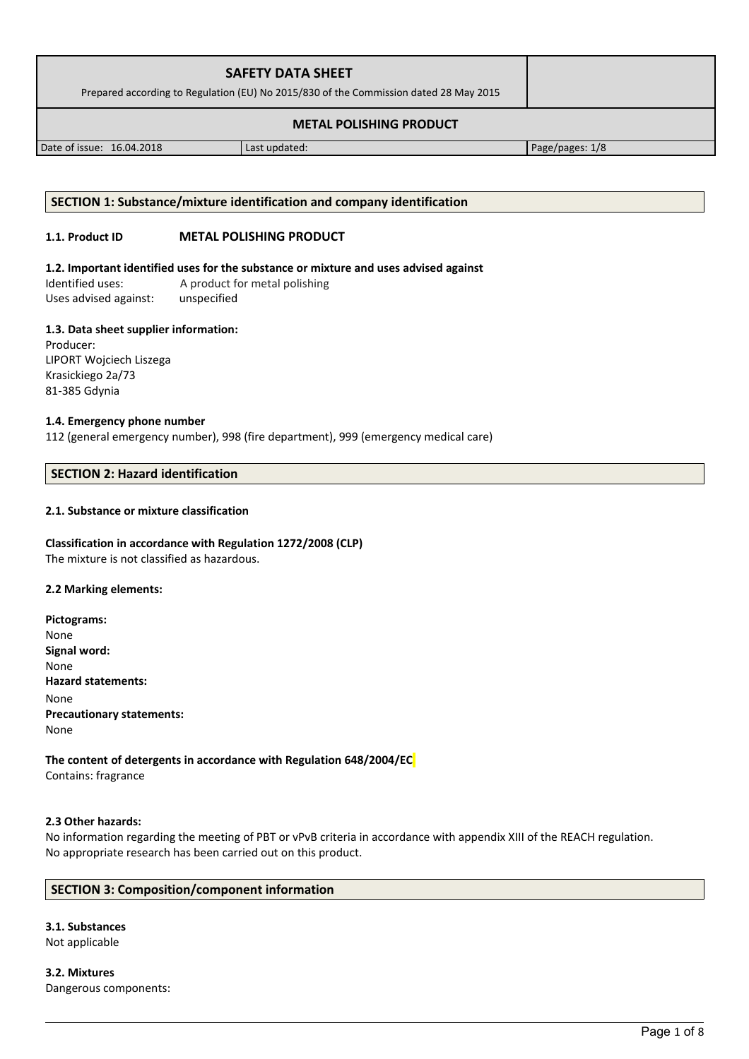| SAFETY DATA SHEET<br>Prepared according to Regulation (EU) No 2015/830 of the Commission dated 28 May 2015 | | |
|---|---|---|
| **METAL POLISHING PRODUCT** | | |
| Date of issue: 16.04.2018 | Last updated: | Page/pages: 1/8 |

## SECTION 1: Substance/mixture identification and company identification

### 1.1. Product ID **METAL POLISHING PRODUCT**

### 1.2. Important identified uses for the substance or mixture and uses advised against

Identified uses: A product for metal polishing
Uses advised against: unspecified

### 1.3. Data sheet supplier information:

Producer:
LIPORT Wojciech Liszega
Krasickiego 2a/73
81-385 Gdynia

### 1.4. Emergency phone number

112 (general emergency number), 998 (fire department), 999 (emergency medical care)

## SECTION 2: Hazard identification

### 2.1. Substance or mixture classification

**Classification in accordance with Regulation 1272/2008 (CLP)**
The mixture is not classified as hazardous.

### 2.2 Marking elements:

**Pictograms:**
None
**Signal word:**
None
**Hazard statements:**
None
**Precautionary statements:**
None

**The content of detergents in accordance with Regulation 648/2004/EC**
Contains: fragrance

### 2.3 Other hazards:

No information regarding the meeting of PBT or vPvB criteria in accordance with appendix XIII of the REACH regulation.
No appropriate research has been carried out on this product.

## SECTION 3: Composition/component information

### 3.1. Substances

Not applicable

### 3.2. Mixtures

Dangerous components: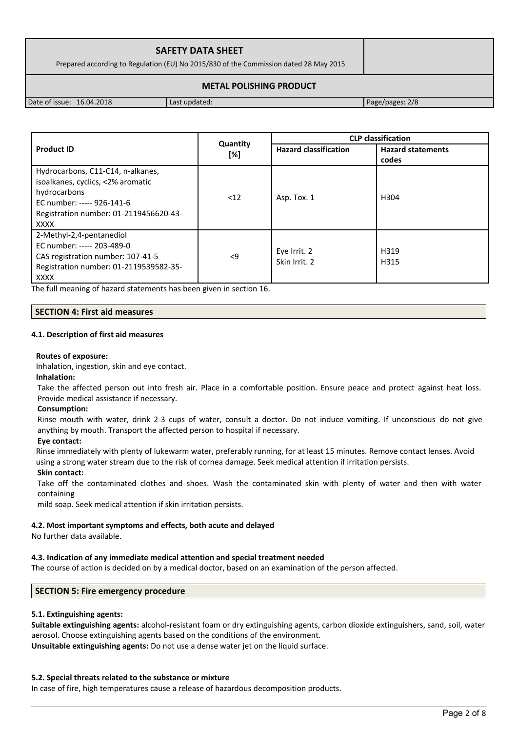| Product ID | Quantity [%] | CLP classification | |
|---|---|---|---|
| | | Hazard classification | Hazard statements codes |
| Hydrocarbons, C11-C14, n-alkanes, isoalkanes, cyclics, <2% aromatic hydrocarbons<br>EC number: ----- 926-141-6<br>Registration number: 01-2119456620-43-XXXX | <12 | Asp. Tox. 1 | H304 |
| 2-Methyl-2,4-pentanediol<br>EC number: ----- 203-489-0<br>CAS registration number: 107-41-5<br>Registration number: 01-2119539582-35-XXXX | <9 | Eye Irrit. 2<br>Skin Irrit. 2 | H319<br>H315 |

The full meaning of hazard statements has been given in section 16.

## SECTION 4: First aid measures

### 4.1. Description of first aid measures

**Routes of exposure:**

Inhalation, ingestion, skin and eye contact.

**Inhalation:**

Take the affected person out into fresh air. Place in a comfortable position. Ensure peace and protect against heat loss. Provide medical assistance if necessary.

**Consumption:**

Rinse mouth with water, drink 2-3 cups of water, consult a doctor. Do not induce vomiting. If unconscious do not give anything by mouth. Transport the affected person to hospital if necessary.

**Eye contact:**

Rinse immediately with plenty of lukewarm water, preferably running, for at least 15 minutes. Remove contact lenses. Avoid using a strong water stream due to the risk of cornea damage. Seek medical attention if irritation persists.

**Skin contact:**

Take off the contaminated clothes and shoes. Wash the contaminated skin with plenty of water and then with water containing
mild soap. Seek medical attention if skin irritation persists.

### 4.2. Most important symptoms and effects, both acute and delayed

No further data available.

### 4.3. Indication of any immediate medical attention and special treatment needed

The course of action is decided on by a medical doctor, based on an examination of the person affected.

## SECTION 5: Fire emergency procedure

### 5.1. Extinguishing agents:

**Suitable extinguishing agents:** alcohol-resistant foam or dry extinguishing agents, carbon dioxide extinguishers, sand, soil, water aerosol. Choose extinguishing agents based on the conditions of the environment.

**Unsuitable extinguishing agents:** Do not use a dense water jet on the liquid surface.

### 5.2. Special threats related to the substance or mixture

In case of fire, high temperatures cause a release of hazardous decomposition products.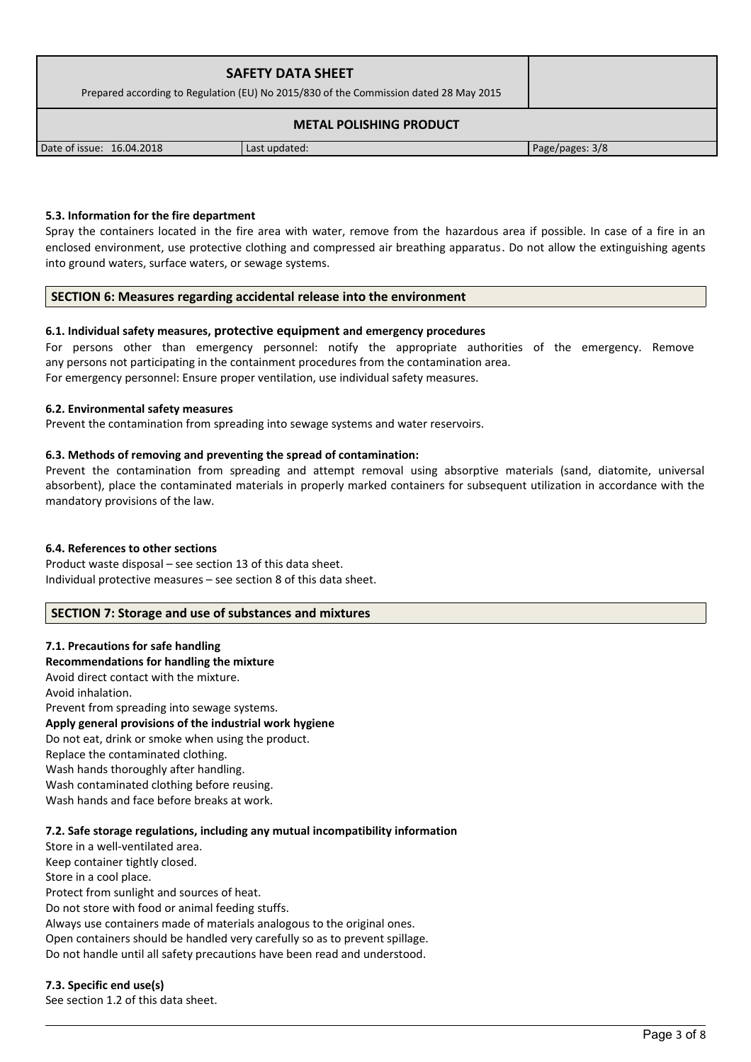#### 5.3. Information for the fire department

Spray the containers located in the fire area with water, remove from the hazardous area if possible. In case of a fire in an enclosed environment, use protective clothing and compressed air breathing apparatus. Do not allow the extinguishing agents into ground waters, surface waters, or sewage systems.

## SECTION 6: Measures regarding accidental release into the environment

#### 6.1. Individual safety measures, protective equipment and emergency procedures

For persons other than emergency personnel: notify the appropriate authorities of the emergency. Remove any persons not participating in the containment procedures from the contamination area.
For emergency personnel: Ensure proper ventilation, use individual safety measures.

#### 6.2. Environmental safety measures

Prevent the contamination from spreading into sewage systems and water reservoirs.

#### 6.3. Methods of removing and preventing the spread of contamination:

Prevent the contamination from spreading and attempt removal using absorptive materials (sand, diatomite, universal absorbent), place the contaminated materials in properly marked containers for subsequent utilization in accordance with the mandatory provisions of the law.

#### 6.4. References to other sections

Product waste disposal – see section 13 of this data sheet.
Individual protective measures – see section 8 of this data sheet.

## SECTION 7: Storage and use of substances and mixtures

#### 7.1. Precautions for safe handling

**Recommendations for handling the mixture**

Avoid direct contact with the mixture.
Avoid inhalation.
Prevent from spreading into sewage systems.

**Apply general provisions of the industrial work hygiene**

Do not eat, drink or smoke when using the product.
Replace the contaminated clothing.
Wash hands thoroughly after handling.
Wash contaminated clothing before reusing.
Wash hands and face before breaks at work.

#### 7.2. Safe storage regulations, including any mutual incompatibility information

Store in a well-ventilated area.
Keep container tightly closed.
Store in a cool place.
Protect from sunlight and sources of heat.
Do not store with food or animal feeding stuffs.
Always use containers made of materials analogous to the original ones.
Open containers should be handled very carefully so as to prevent spillage.
Do not handle until all safety precautions have been read and understood.

#### 7.3. Specific end use(s)

See section 1.2 of this data sheet.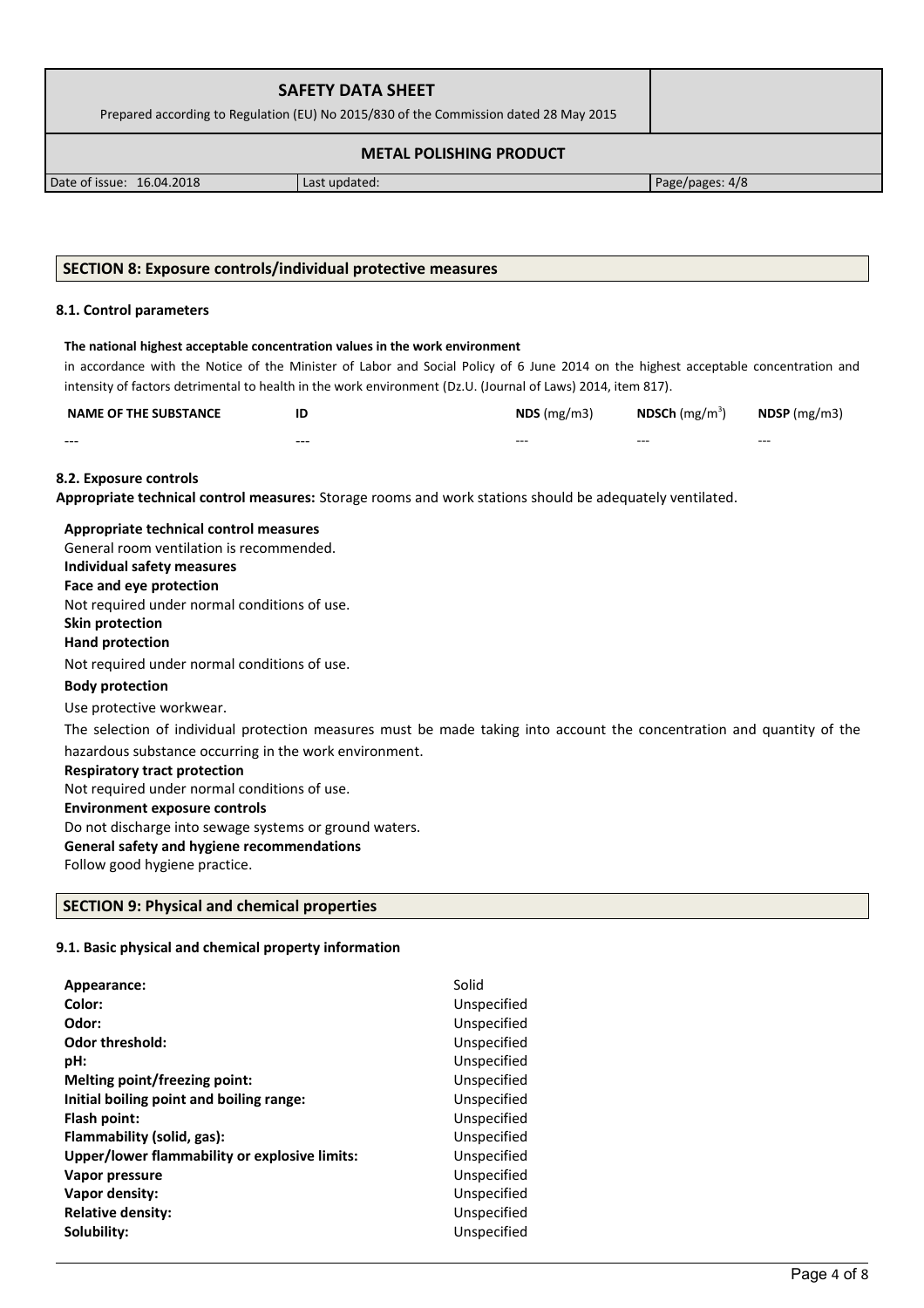## SECTION 8: Exposure controls/individual protective measures

### 8.1. Control parameters

**The national highest acceptable concentration values in the work environment**

in accordance with the Notice of the Minister of Labor and Social Policy of 6 June 2014 on the highest acceptable concentration and intensity of factors detrimental to health in the work environment (Dz.U. (Journal of Laws) 2014, item 817).

| NAME OF THE SUBSTANCE | ID | NDS (mg/m3) | NDSCh (mg/m$^3$) | NDSP (mg/m3) |
|---|---|---|---|---|
| --- | --- | --- | --- | --- |

### 8.2. Exposure controls

**Appropriate technical control measures:** Storage rooms and work stations should be adequately ventilated.

**Appropriate technical control measures**

General room ventilation is recommended.

**Individual safety measures**

**Face and eye protection**

Not required under normal conditions of use.

**Skin protection**

**Hand protection**

Not required under normal conditions of use.

**Body protection**

Use protective workwear.

The selection of individual protection measures must be made taking into account the concentration and quantity of the hazardous substance occurring in the work environment.

**Respiratory tract protection**

Not required under normal conditions of use.

**Environment exposure controls**

Do not discharge into sewage systems or ground waters.

**General safety and hygiene recommendations**

Follow good hygiene practice.

## SECTION 9: Physical and chemical properties

### 9.1. Basic physical and chemical property information

| | |
|---|---|
| **Appearance:** | Solid |
| **Color:** | Unspecified |
| **Odor:** | Unspecified |
| **Odor threshold:** | Unspecified |
| **pH:** | Unspecified |
| **Melting point/freezing point:** | Unspecified |
| **Initial boiling point and boiling range:** | Unspecified |
| **Flash point:** | Unspecified |
| **Flammability (solid, gas):** | Unspecified |
| **Upper/lower flammability or explosive limits:** | Unspecified |
| **Vapor pressure** | Unspecified |
| **Vapor density:** | Unspecified |
| **Relative density:** | Unspecified |
| **Solubility:** | Unspecified |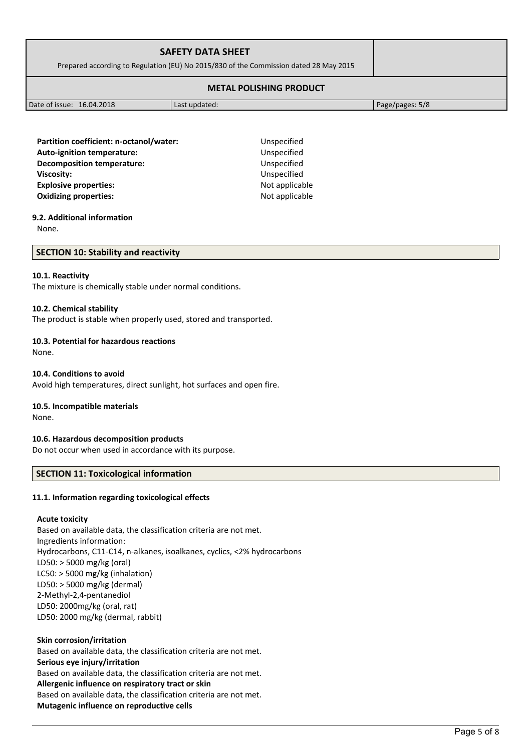| | |
|---|---|
| **Partition coefficient: n-octanol/water:** | Unspecified |
| **Auto-ignition temperature:** | Unspecified |
| **Decomposition temperature:** | Unspecified |
| **Viscosity:** | Unspecified |
| **Explosive properties:** | Not applicable |
| **Oxidizing properties:** | Not applicable |

**9.2. Additional information**

None.

## SECTION 10: Stability and reactivity

**10.1. Reactivity**

The mixture is chemically stable under normal conditions.

**10.2. Chemical stability**

The product is stable when properly used, stored and transported.

**10.3. Potential for hazardous reactions**

None.

**10.4. Conditions to avoid**

Avoid high temperatures, direct sunlight, hot surfaces and open fire.

**10.5. Incompatible materials**

None.

**10.6. Hazardous decomposition products**

Do not occur when used in accordance with its purpose.

## SECTION 11: Toxicological information

**11.1. Information regarding toxicological effects**

**Acute toxicity**

Based on available data, the classification criteria are not met.
Ingredients information:
Hydrocarbons, C11-C14, n-alkanes, isoalkanes, cyclics, <2% hydrocarbons
LD50: > 5000 mg/kg (oral)
LC50: > 5000 mg/kg (inhalation)
LD50: > 5000 mg/kg (dermal)
2-Methyl-2,4-pentanediol
LD50: 2000mg/kg (oral, rat)
LD50: 2000 mg/kg (dermal, rabbit)

**Skin corrosion/irritation**

Based on available data, the classification criteria are not met.

**Serious eye injury/irritation**

Based on available data, the classification criteria are not met.

**Allergenic influence on respiratory tract or skin**

Based on available data, the classification criteria are not met.

**Mutagenic influence on reproductive cells**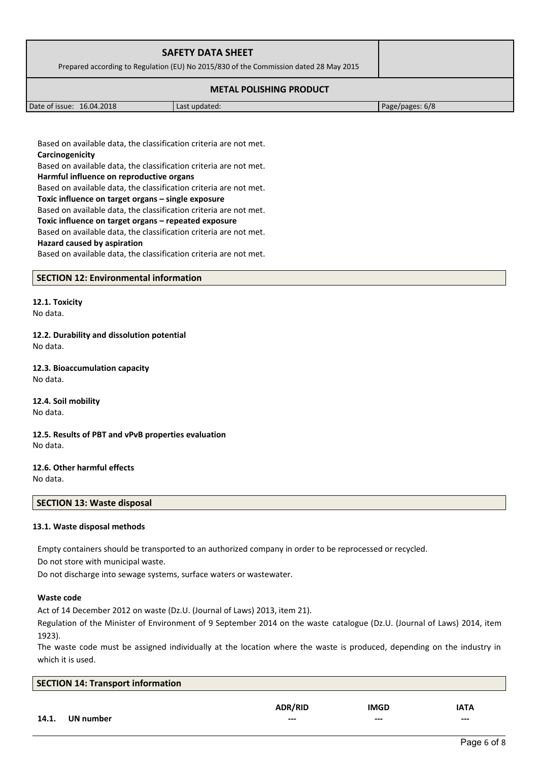Based on available data, the classification criteria are not met.

**Carcinogenicity**

Based on available data, the classification criteria are not met.

**Harmful influence on reproductive organs**

Based on available data, the classification criteria are not met.

**Toxic influence on target organs – single exposure**

Based on available data, the classification criteria are not met.

**Toxic influence on target organs – repeated exposure**

Based on available data, the classification criteria are not met.

**Hazard caused by aspiration**

Based on available data, the classification criteria are not met.

## SECTION 12: Environmental information

**12.1. Toxicity**

No data.

**12.2. Durability and dissolution potential**

No data.

**12.3. Bioaccumulation capacity**

No data.

**12.4. Soil mobility**

No data.

**12.5. Results of PBT and vPvB properties evaluation**

No data.

**12.6. Other harmful effects**

No data.

## SECTION 13: Waste disposal

**13.1. Waste disposal methods**

Empty containers should be transported to an authorized company in order to be reprocessed or recycled.

Do not store with municipal waste.

Do not discharge into sewage systems, surface waters or wastewater.

**Waste code**

Act of 14 December 2012 on waste (Dz.U. (Journal of Laws) 2013, item 21).

Regulation of the Minister of Environment of 9 September 2014 on the waste catalogue (Dz.U. (Journal of Laws) 2014, item 1923).

The waste code must be assigned individually at the location where the waste is produced, depending on the industry in which it is used.

## SECTION 14: Transport information

| | ADR/RID | IMGD | IATA |
|---|---|---|---|
| **14.1. UN number** | --- | --- | --- |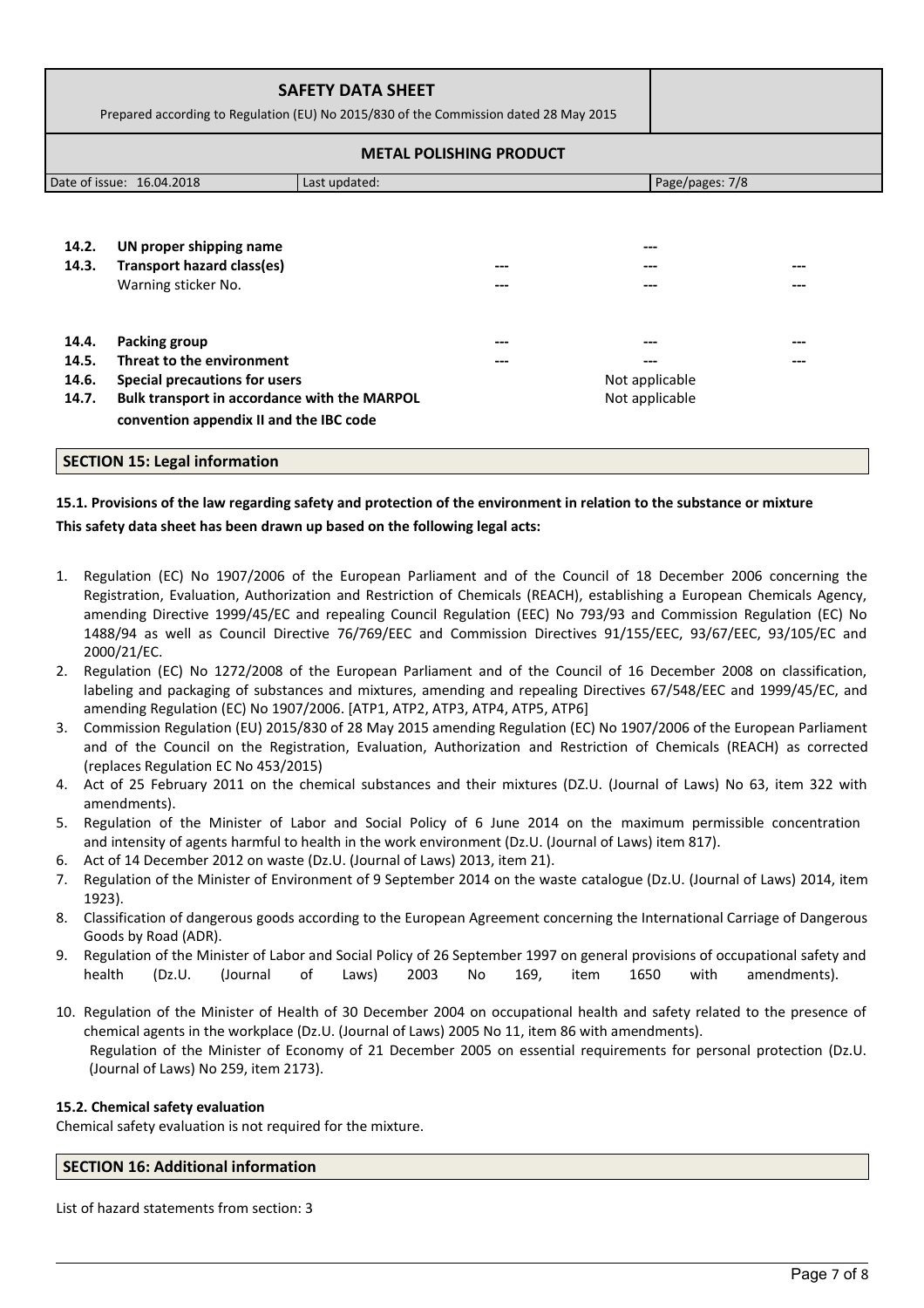| | | | | |
|---|---|---|---|---|
| **14.2.** | **UN proper shipping name** | | --- | |
| **14.3.** | **Transport hazard class(es)** | --- | --- | --- |
| | Warning sticker No. | --- | --- | --- |
| **14.4.** | **Packing group** | --- | --- | --- |
| **14.5.** | **Threat to the environment** | --- | --- | --- |
| **14.6.** | **Special precautions for users** | | Not applicable | |
| **14.7.** | **Bulk transport in accordance with the MARPOL convention appendix II and the IBC code** | | Not applicable | |

## SECTION 15: Legal information

### 15.1. Provisions of the law regarding safety and protection of the environment in relation to the substance or mixture

**This safety data sheet has been drawn up based on the following legal acts:**

1. Regulation (EC) No 1907/2006 of the European Parliament and of the Council of 18 December 2006 concerning the Registration, Evaluation, Authorization and Restriction of Chemicals (REACH), establishing a European Chemicals Agency, amending Directive 1999/45/EC and repealing Council Regulation (EEC) No 793/93 and Commission Regulation (EC) No 1488/94 as well as Council Directive 76/769/EEC and Commission Directives 91/155/EEC, 93/67/EEC, 93/105/EC and 2000/21/EC.
2. Regulation (EC) No 1272/2008 of the European Parliament and of the Council of 16 December 2008 on classification, labeling and packaging of substances and mixtures, amending and repealing Directives 67/548/EEC and 1999/45/EC, and amending Regulation (EC) No 1907/2006. [ATP1, ATP2, ATP3, ATP4, ATP5, ATP6]
3. Commission Regulation (EU) 2015/830 of 28 May 2015 amending Regulation (EC) No 1907/2006 of the European Parliament and of the Council on the Registration, Evaluation, Authorization and Restriction of Chemicals (REACH) as corrected (replaces Regulation EC No 453/2015)
4. Act of 25 February 2011 on the chemical substances and their mixtures (DZ.U. (Journal of Laws) No 63, item 322 with amendments).
5. Regulation of the Minister of Labor and Social Policy of 6 June 2014 on the maximum permissible concentration and intensity of agents harmful to health in the work environment (Dz.U. (Journal of Laws) item 817).
6. Act of 14 December 2012 on waste (Dz.U. (Journal of Laws) 2013, item 21).
7. Regulation of the Minister of Environment of 9 September 2014 on the waste catalogue (Dz.U. (Journal of Laws) 2014, item 1923).
8. Classification of dangerous goods according to the European Agreement concerning the International Carriage of Dangerous Goods by Road (ADR).
9. Regulation of the Minister of Labor and Social Policy of 26 September 1997 on general provisions of occupational safety and health (Dz.U. (Journal of Laws) 2003 No 169, item 1650 with amendments).
10. Regulation of the Minister of Health of 30 December 2004 on occupational health and safety related to the presence of chemical agents in the workplace (Dz.U. (Journal of Laws) 2005 No 11, item 86 with amendments).
    Regulation of the Minister of Economy of 21 December 2005 on essential requirements for personal protection (Dz.U. (Journal of Laws) No 259, item 2173).

### 15.2. Chemical safety evaluation

Chemical safety evaluation is not required for the mixture.

## SECTION 16: Additional information

List of hazard statements from section: 3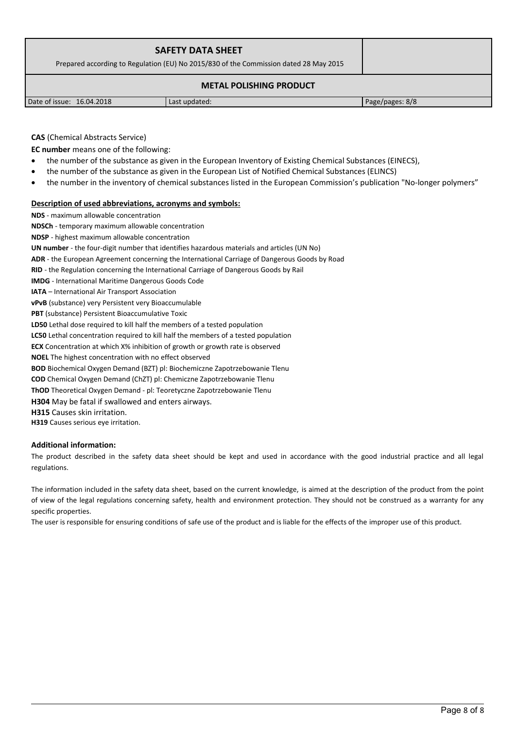**CAS** (Chemical Abstracts Service)

**EC number** means one of the following:

- the number of the substance as given in the European Inventory of Existing Chemical Substances (EINECS),
- the number of the substance as given in the European List of Notified Chemical Substances (ELINCS)
- the number in the inventory of chemical substances listed in the European Commission's publication "No-longer polymers"

**Description of used abbreviations, acronyms and symbols:**

**NDS** - maximum allowable concentration
**NDSCh** - temporary maximum allowable concentration
**NDSP** - highest maximum allowable concentration
**UN number** - the four-digit number that identifies hazardous materials and articles (UN No)
**ADR** - the European Agreement concerning the International Carriage of Dangerous Goods by Road
**RID** - the Regulation concerning the International Carriage of Dangerous Goods by Rail
**IMDG** - International Maritime Dangerous Goods Code
**IATA** – International Air Transport Association
**vPvB** (substance) very Persistent very Bioaccumulable
**PBT** (substance) Persistent Bioaccumulative Toxic
**LD50** Lethal dose required to kill half the members of a tested population
**LC50** Lethal concentration required to kill half the members of a tested population
**ECX** Concentration at which X% inhibition of growth or growth rate is observed
**NOEL** The highest concentration with no effect observed
**BOD** Biochemical Oxygen Demand (BZT) pl: Biochemiczne Zapotrzebowanie Tlenu
**COD** Chemical Oxygen Demand (ChZT) pl: Chemiczne Zapotrzebowanie Tlenu
**ThOD** Theoretical Oxygen Demand - pl: Teoretyczne Zapotrzebowanie Tlenu
**H304** May be fatal if swallowed and enters airways.
**H315** Causes skin irritation.
**H319** Causes serious eye irritation.

**Additional information:**

The product described in the safety data sheet should be kept and used in accordance with the good industrial practice and all legal regulations.

The information included in the safety data sheet, based on the current knowledge, is aimed at the description of the product from the point of view of the legal regulations concerning safety, health and environment protection. They should not be construed as a warranty for any specific properties.

The user is responsible for ensuring conditions of safe use of the product and is liable for the effects of the improper use of this product.